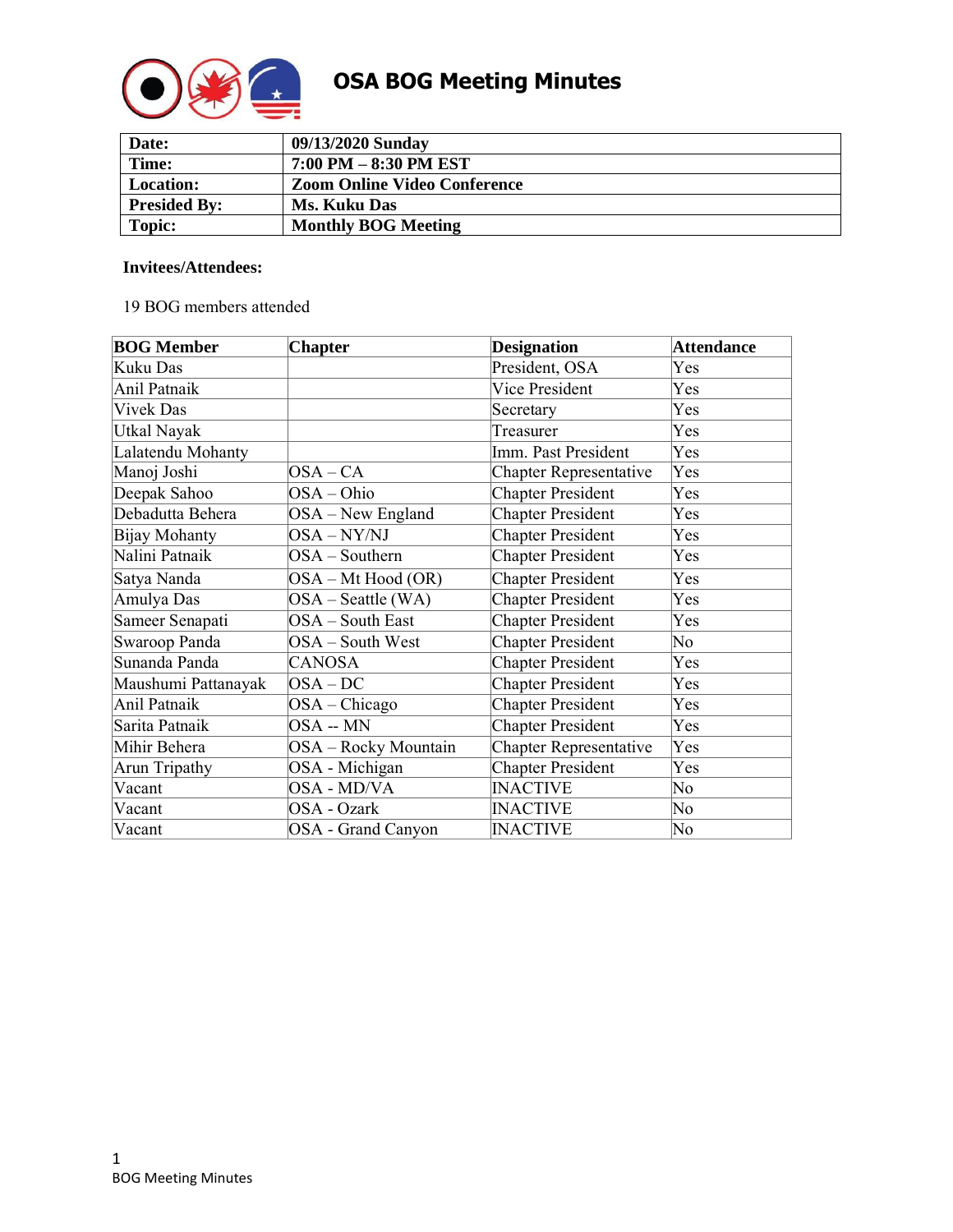# OSA BOG Meeting Minutes

| **Date:** | **09/13/2020 Sunday** |
|---|---|
| **Time:** | **7:00 PM – 8:30 PM EST** |
| **Location:** | **Zoom Online Video Conference** |
| **Presided By:** | **Ms. Kuku Das** |
| **Topic:** | **Monthly BOG Meeting** |

**Invitees/Attendees:**

19 BOG members attended

| **BOG Member** | **Chapter** | **Designation** | **Attendance** |
|---|---|---|---|
| Kuku Das | | President, OSA | Yes |
| Anil Patnaik | | Vice President | Yes |
| Vivek Das | | Secretary | Yes |
| Utkal Nayak | | Treasurer | Yes |
| Lalatendu Mohanty | | Imm. Past President | Yes |
| Manoj Joshi | OSA – CA | Chapter Representative | Yes |
| Deepak Sahoo | OSA – Ohio | Chapter President | Yes |
| Debadutta Behera | OSA – New England | Chapter President | Yes |
| Bijay Mohanty | OSA – NY/NJ | Chapter President | Yes |
| Nalini Patnaik | OSA – Southern | Chapter President | Yes |
| Satya Nanda | OSA – Mt Hood (OR) | Chapter President | Yes |
| Amulya Das | OSA – Seattle (WA) | Chapter President | Yes |
| Sameer Senapati | OSA – South East | Chapter President | Yes |
| Swaroop Panda | OSA – South West | Chapter President | No |
| Sunanda Panda | CANOSA | Chapter President | Yes |
| Maushumi Pattanayak | OSA – DC | Chapter President | Yes |
| Anil Patnaik | OSA – Chicago | Chapter President | Yes |
| Sarita Patnaik | OSA -- MN | Chapter President | Yes |
| Mihir Behera | OSA – Rocky Mountain | Chapter Representative | Yes |
| Arun Tripathy | OSA - Michigan | Chapter President | Yes |
| Vacant | OSA - MD/VA | INACTIVE | No |
| Vacant | OSA - Ozark | INACTIVE | No |
| Vacant | OSA - Grand Canyon | INACTIVE | No |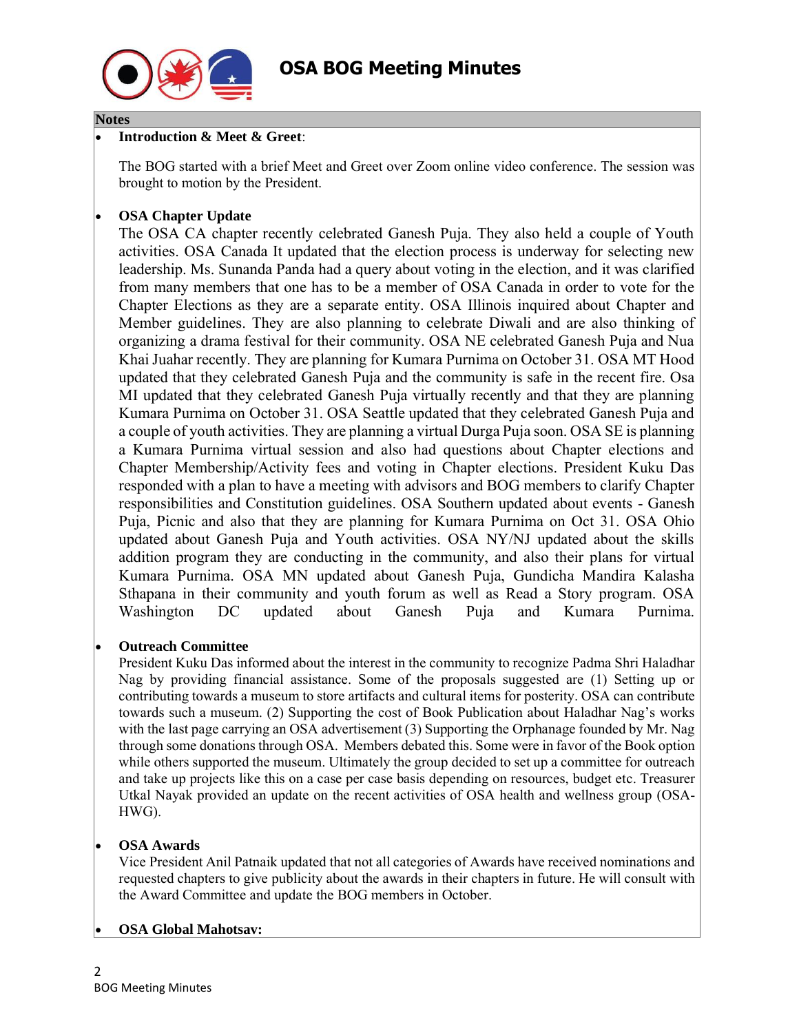## Notes

- **Introduction & Meet & Greet**:

  The BOG started with a brief Meet and Greet over Zoom online video conference. The session was brought to motion by the President.

- **OSA Chapter Update**

  The OSA CA chapter recently celebrated Ganesh Puja. They also held a couple of Youth activities. OSA Canada It updated that the election process is underway for selecting new leadership. Ms. Sunanda Panda had a query about voting in the election, and it was clarified from many members that one has to be a member of OSA Canada in order to vote for the Chapter Elections as they are a separate entity. OSA Illinois inquired about Chapter and Member guidelines. They are also planning to celebrate Diwali and are also thinking of organizing a drama festival for their community. OSA NE celebrated Ganesh Puja and Nua Khai Juahar recently. They are planning for Kumara Purnima on October 31. OSA MT Hood updated that they celebrated Ganesh Puja and the community is safe in the recent fire. Osa MI updated that they celebrated Ganesh Puja virtually recently and that they are planning Kumara Purnima on October 31. OSA Seattle updated that they celebrated Ganesh Puja and a couple of youth activities. They are planning a virtual Durga Puja soon. OSA SE is planning a Kumara Purnima virtual session and also had questions about Chapter elections and Chapter Membership/Activity fees and voting in Chapter elections. President Kuku Das responded with a plan to have a meeting with advisors and BOG members to clarify Chapter responsibilities and Constitution guidelines. OSA Southern updated about events - Ganesh Puja, Picnic and also that they are planning for Kumara Purnima on Oct 31. OSA Ohio updated about Ganesh Puja and Youth activities. OSA NY/NJ updated about the skills addition program they are conducting in the community, and also their plans for virtual Kumara Purnima. OSA MN updated about Ganesh Puja, Gundicha Mandira Kalasha Sthapana in their community and youth forum as well as Read a Story program. OSA Washington DC updated about Ganesh Puja and Kumara Purnima.

- **Outreach Committee**

  President Kuku Das informed about the interest in the community to recognize Padma Shri Haladhar Nag by providing financial assistance. Some of the proposals suggested are (1) Setting up or contributing towards a museum to store artifacts and cultural items for posterity. OSA can contribute towards such a museum. (2) Supporting the cost of Book Publication about Haladhar Nag's works with the last page carrying an OSA advertisement (3) Supporting the Orphanage founded by Mr. Nag through some donations through OSA. Members debated this. Some were in favor of the Book option while others supported the museum. Ultimately the group decided to set up a committee for outreach and take up projects like this on a case per case basis depending on resources, budget etc. Treasurer Utkal Nayak provided an update on the recent activities of OSA health and wellness group (OSA-HWG).

- **OSA Awards**

  Vice President Anil Patnaik updated that not all categories of Awards have received nominations and requested chapters to give publicity about the awards in their chapters in future. He will consult with the Award Committee and update the BOG members in October.

- **OSA Global Mahotsav:**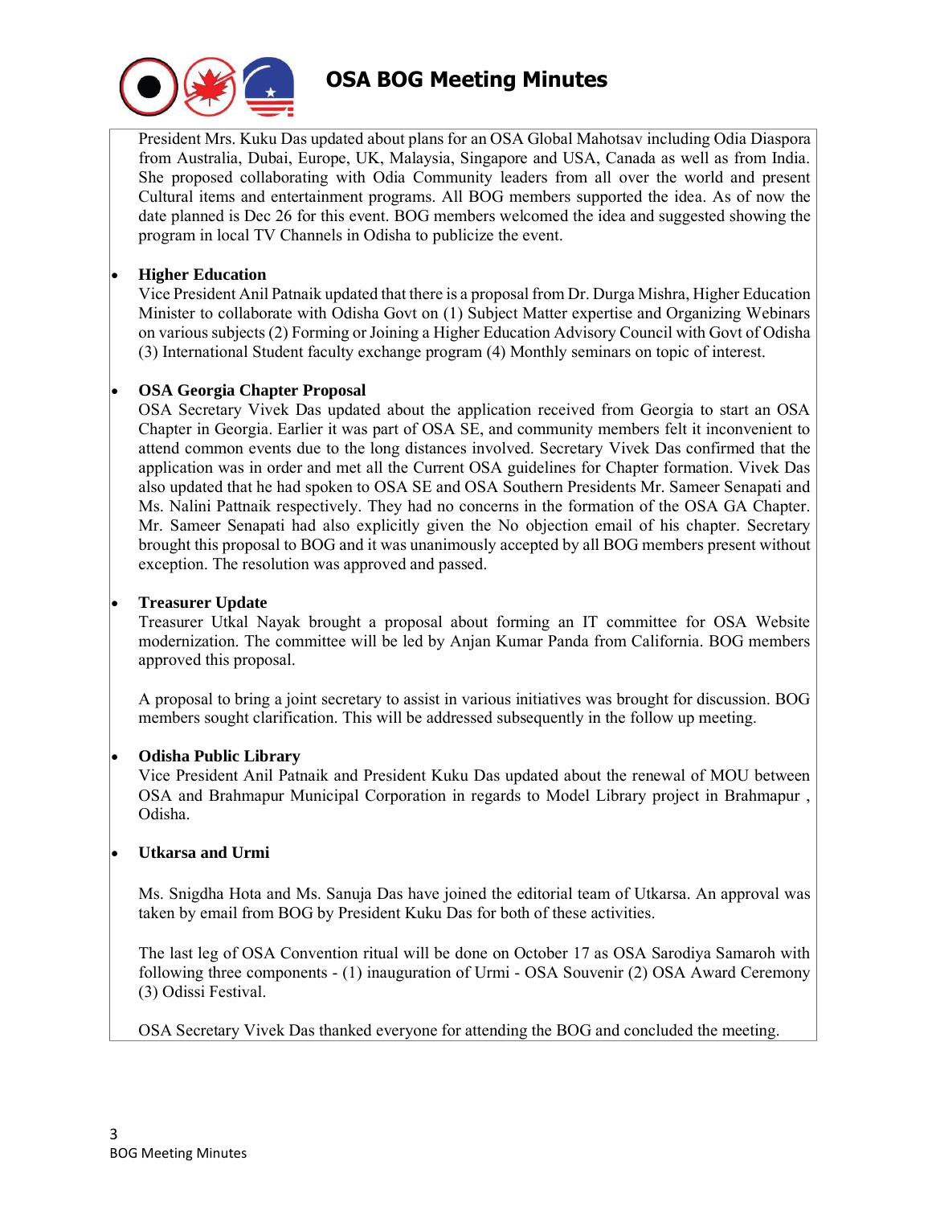President Mrs. Kuku Das updated about plans for an OSA Global Mahotsav including Odia Diaspora from Australia, Dubai, Europe, UK, Malaysia, Singapore and USA, Canada as well as from India. She proposed collaborating with Odia Community leaders from all over the world and present Cultural items and entertainment programs. All BOG members supported the idea. As of now the date planned is Dec 26 for this event. BOG members welcomed the idea and suggested showing the program in local TV Channels in Odisha to publicize the event.

- **Higher Education**
  Vice President Anil Patnaik updated that there is a proposal from Dr. Durga Mishra, Higher Education Minister to collaborate with Odisha Govt on (1) Subject Matter expertise and Organizing Webinars on various subjects (2) Forming or Joining a Higher Education Advisory Council with Govt of Odisha (3) International Student faculty exchange program (4) Monthly seminars on topic of interest.

- **OSA Georgia Chapter Proposal**
  OSA Secretary Vivek Das updated about the application received from Georgia to start an OSA Chapter in Georgia. Earlier it was part of OSA SE, and community members felt it inconvenient to attend common events due to the long distances involved. Secretary Vivek Das confirmed that the application was in order and met all the Current OSA guidelines for Chapter formation. Vivek Das also updated that he had spoken to OSA SE and OSA Southern Presidents Mr. Sameer Senapati and Ms. Nalini Pattnaik respectively. They had no concerns in the formation of the OSA GA Chapter. Mr. Sameer Senapati had also explicitly given the No objection email of his chapter. Secretary brought this proposal to BOG and it was unanimously accepted by all BOG members present without exception. The resolution was approved and passed.

- **Treasurer Update**
  Treasurer Utkal Nayak brought a proposal about forming an IT committee for OSA Website modernization. The committee will be led by Anjan Kumar Panda from California. BOG members approved this proposal.

  A proposal to bring a joint secretary to assist in various initiatives was brought for discussion. BOG members sought clarification. This will be addressed subsequently in the follow up meeting.

- **Odisha Public Library**
  Vice President Anil Patnaik and President Kuku Das updated about the renewal of MOU between OSA and Brahmapur Municipal Corporation in regards to Model Library project in Brahmapur , Odisha.

- **Utkarsa and Urmi**

  Ms. Snigdha Hota and Ms. Sanuja Das have joined the editorial team of Utkarsa. An approval was taken by email from BOG by President Kuku Das for both of these activities.

  The last leg of OSA Convention ritual will be done on October 17 as OSA Sarodiya Samaroh with following three components - (1) inauguration of Urmi - OSA Souvenir (2) OSA Award Ceremony (3) Odissi Festival.

  OSA Secretary Vivek Das thanked everyone for attending the BOG and concluded the meeting.